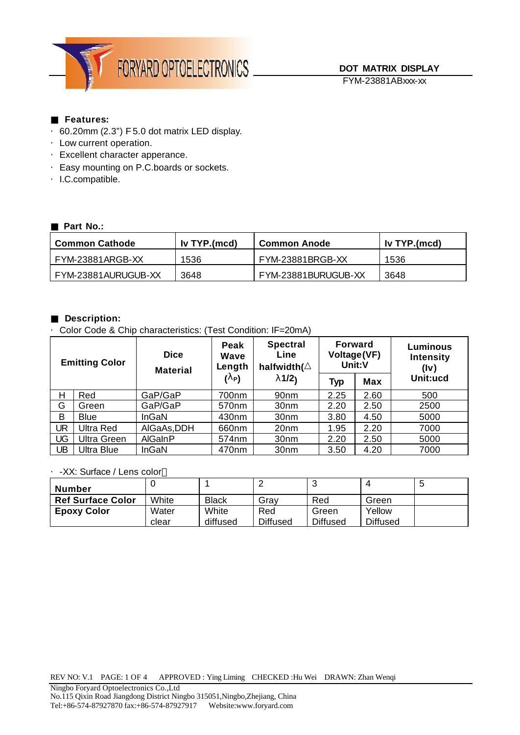FORYARD OPTOELECTRONICS

**DOT MATRIX DISPLAY**

FYM-23881ABxxx-xx

## ■ Features:

- 60.20mm (2.3") F5.0 dot matrix LED display.
- Low current operation.
- Excellent character apperance.
- Easy mounting on P.C.boards or sockets.
- I.C.compatible.

## ■ Part No.:

| Common Cathode | Iv TYP.(mcd) | Common Anode | Iv TYP.(mcd) |
|---|---|---|---|
| FYM-23881ARGB-XX | 1536 | FYM-23881BRGB-XX | 1536 |
| FYM-23881AURUGUB-XX | 3648 | FYM-23881BURUGUB-XX | 3648 |

## ■ Description:

- Color Code & Chip characteristics: (Test Condition: IF=20mA)

| Emitting Color | | Dice Material | Peak Wave Length ($\lambda_P$) | Spectral Line halfwidth($\Delta\lambda 1/2$) | Forward Voltage(VF) Unit:V | | Luminous Intensity (Iv) Unit:ucd |
|---|---|---|---|---|---|---|---|
| | | | | | Typ | Max | |
| H | Red | GaP/GaP | 700nm | 90nm | 2.25 | 2.60 | 500 |
| G | Green | GaP/GaP | 570nm | 30nm | 2.20 | 2.50 | 2500 |
| B | Blue | InGaN | 430nm | 30nm | 3.80 | 4.50 | 5000 |
| UR | Ultra Red | AlGaAs,DDH | 660nm | 20nm | 1.95 | 2.20 | 7000 |
| UG | Ultra Green | AlGaInP | 574nm | 30nm | 2.20 | 2.50 | 5000 |
| UB | Ultra Blue | InGaN | 470nm | 30nm | 3.50 | 4.20 | 7000 |

- -XX: Surface / Lens color：

| Number | 0 | 1 | 2 | 3 | 4 | 5 |
|---|---|---|---|---|---|---|
| **Ref Surface Color** | White | Black | Gray | Red | Green | |
| **Epoxy Color** | Water clear | White diffused | Red Diffused | Green Diffused | Yellow Diffused | |

REV NO: V.1 PAGE: 1 OF 4 APPROVED : Ying Liming CHECKED :Hu Wei DRAWN: Zhan Wenqi

Ningbo Foryard Optoelectronics Co.,Ltd
No.115 Qixin Road Jiangdong District Ningbo 315051,Ningbo,Zhejiang, China
Tel:+86-574-87927870 fax:+86-574-87927917 Website:www.foryard.com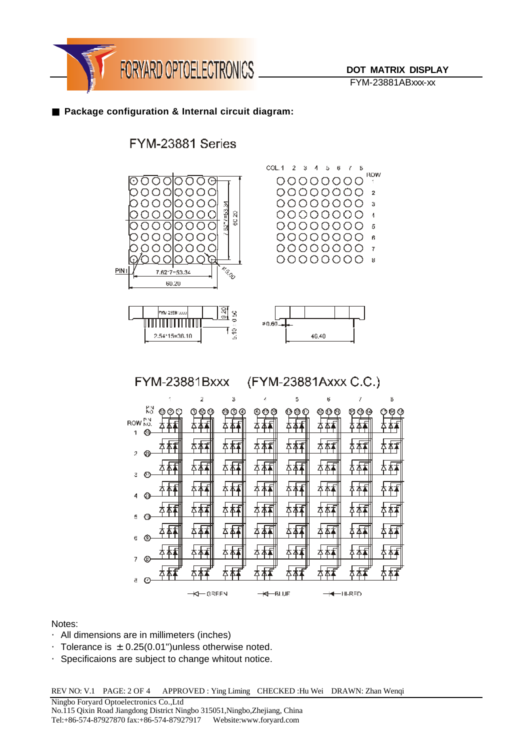## ■ Package configuration & Internal circuit diagram:

FYM-23881 Series

FYM-23881Bxxx (FYM-23881Axxx C.C.)

Notes:

- All dimensions are in millimeters (inches)
- Tolerance is ±0.25(0.01")unless otherwise noted.
- Specificaions are subject to change whitout notice.

REV NO: V.1 APPROVED : Ying Liming CHECKED :Hu Wei DRAWN: Zhan Wenqi

Ningbo Foryard Optoelectronics Co.,Ltd
No.115 Qixin Road Jiangdong District Ningbo 315051,Ningbo,Zhejiang, China
Tel:+86-574-87927870 fax:+86-574-87927917 Website:www.foryard.com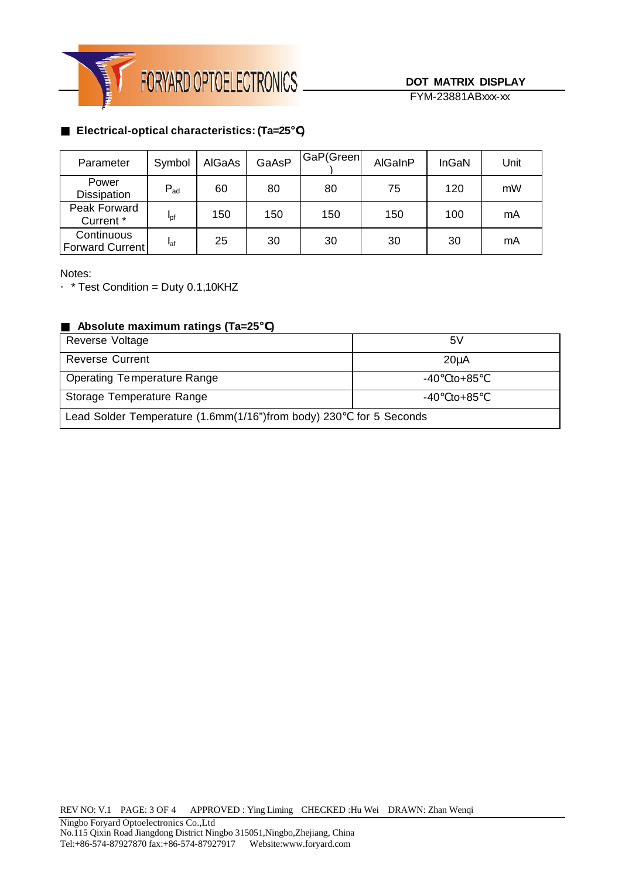## ■ Electrical-optical characteristics: (Ta=25°C)

| Parameter | Symbol | AlGaAs | GaAsP | GaP(Green) | AlGaInP | InGaN | Unit |
|---|---|---|---|---|---|---|---|
| Power Dissipation | $P_{ad}$ | 60 | 80 | 80 | 75 | 120 | mW |
| Peak Forward Current * | $I_{pf}$ | 150 | 150 | 150 | 150 | 100 | mA |
| Continuous Forward Current | $I_{af}$ | 25 | 30 | 30 | 30 | 30 | mA |

Notes:

- * Test Condition = Duty 0.1,10KHZ

## ■ Absolute maximum ratings (Ta=25°C)

| Parameter | Rating |
|---|---|
| Reverse Voltage | 5V |
| Reverse Current | 20μA |
| Operating Temperature Range | -40°C to+85°C |
| Storage Temperature Range | -40°C to+85°C |
| Lead Solder Temperature (1.6mm(1/16")from body) 230°C for 5 Seconds | |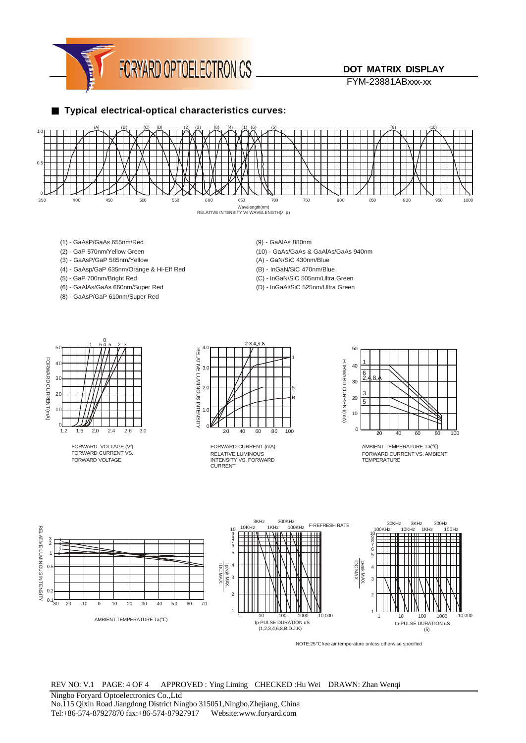**DOT MATRIX DISPLAY**

FYM-23881ABxxx-xx

## ■ Typical electrical-optical characteristics curves:

(A) (B) (C) (D) (2) (3) (8) (4) (1) (6) (5) (9) (10)

1.0
0.5
0

350 400 450 500 550 600 650 700 750 800 850 900 950 1000

Wavelength(nm)

RELATIVE INTENSITY Vs WAVELENGTH(λ p)

- (1) - GaAsP/GaAs 655nm/Red
- (2) - GaP 570nm/Yellow Green
- (3) - GaAsP/GaP 585nm/Yellow
- (4) - GaAsp/GaP 635nm/Orange & Hi-Eff Red
- (5) - GaP 700nm/Bright Red
- (6) - GaAlAs/GaAs 660nm/Super Red
- (8) - GaAsP/GaP 610nm/Super Red
- (9) - GaAlAs 880nm
- (10) - GaAs/GaAs & GaAlAs/GaAs 940nm
- (A) - GaN/SiC 430nm/Blue
- (B) - InGaN/SiC 470nm/Blue
- (C) - InGaN/SiC 505nm/Ultra Green
- (D) - InGaAl/SiC 525nm/Ultra Green

FORWARD CURRENT(mA)

1 8 6 4 5 2 3

50 40 30 20 10 0

1.2 1.6 2.0 2.4 2.6 3.0

FORWARD VOLTAGE (Vf)
FORWARD CURRENT VS.
FORWARD VOLTAGE

RELATIVE LUMINOUS INTENSITY

2 3 4 6 8

1 5 B

4.0 3.0 2.0 1.0 0

20 40 60 80 100

FORWARD CURRENT (mA)
RELATIVE LUMINOUS
INTENSITY VS. FORWARD
CURRENT

FORWARD CURRENT(mA)

1 6 2,4,8,A 3 5

50 40 30 20 10 0

20 40 60 80 100

AMBIENT TEMPERATURE Ta(℃)
FORWARD CURRENT VS. AMBIENT
TEMPERATURE

RELATIVE LUMINOUS INTENSITY

3 2 1 0.5 0.2 0.1

-30 -20 -10 0 10 20 30 40 50 60 70

AMBIENT TEMPERATURE Ta(℃)

Ipeak MAX.
IDC MAX.

3KHz 300KHz
10KHz 1KHz 100KHz F-REFRESH RATE

10 9 8 7 6 5 4 3 2 1

1 10 100 1000 10,000

tp-PULSE DURATION uS
(1,2,3,4,6,8,B.D.J.K)

Ipeak MAX.
IDC MAX.

30KHz 3KHz 300Hz
100KHz 10KHz 1KHz 100Hz

10 9 8 7 6 5 4 3 2 1

1 10 100 1000 10,000

tp-PULSE DURATION uS
(5)

NOTE:25℃free air temperature unless otherwise specified

REV NO: V.1 PAGE: 4 OF 4 APPROVED : Ying Liming CHECKED :Hu Wei DRAWN: Zhan Wenqi

Ningbo Foryard Optoelectronics Co.,Ltd
No.115 Qixin Road Jiangdong District Ningbo 315051,Ningbo,Zhejiang, China
Tel:+86-574-87927870 fax:+86-574-87927917 Website:www.foryard.com